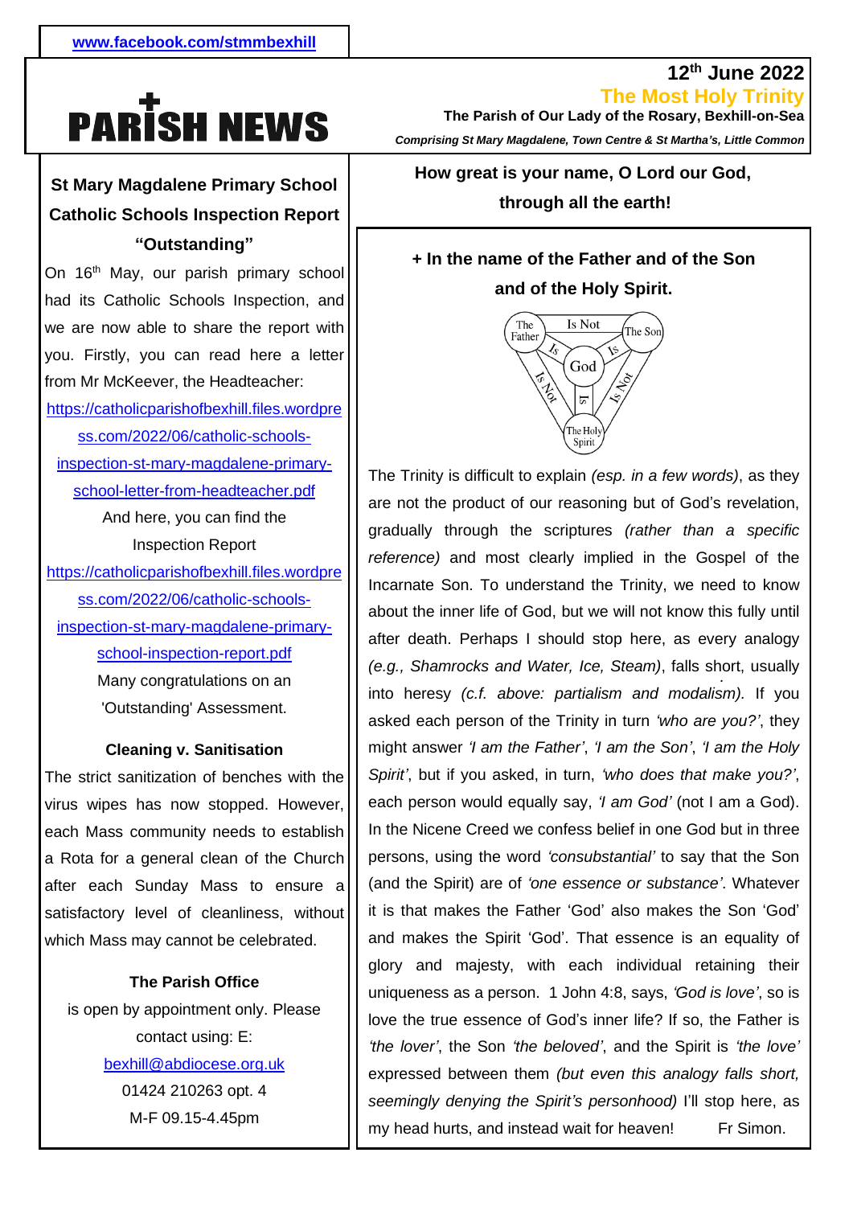www.facebook.com/stmmbexhill

# PARISH NEWS

**12th June 2022**

**The Most Holy Trinity**

**The Parish of Our Lady of the Rosary, Bexhill-on-Sea**

***Comprising St Mary Magdalene, Town Centre & St Martha's, Little Common***

## St Mary Magdalene Primary School Catholic Schools Inspection Report "Outstanding"

On 16th May, our parish primary school had its Catholic Schools Inspection, and we are now able to share the report with you. Firstly, you can read here a letter from Mr McKeever, the Headteacher:

https://catholicparishofbexhill.files.wordpress.com/2022/06/catholic-schools-inspection-st-mary-magdalene-primary-school-letter-from-headteacher.pdf

And here, you can find the Inspection Report

https://catholicparishofbexhill.files.wordpress.com/2022/06/catholic-schools-inspection-st-mary-magdalene-primary-school-inspection-report.pdf

Many congratulations on an 'Outstanding' Assessment.

### Cleaning v. Sanitisation

The strict sanitization of benches with the virus wipes has now stopped. However, each Mass community needs to establish a Rota for a general clean of the Church after each Sunday Mass to ensure a satisfactory level of cleanliness, without which Mass may cannot be celebrated.

### The Parish Office

is open by appointment only. Please contact using: E: bexhill@abdiocese.org.uk

01424 210263 opt. 4

M-F 09.15-4.45pm

**How great is your name, O Lord our God, through all the earth!**

**+ In the name of the Father and of the Son and of the Holy Spirit.**

The Father — Is Not — The Son; The Father — Is — God; The Son — Is — God; The Holy Spirit — Is — God; The Father — Is Not — The Holy Spirit; The Son — Is Not — The Holy Spirit

The Trinity is difficult to explain *(esp. in a few words)*, as they are not the product of our reasoning but of God's revelation, gradually through the scriptures *(rather than a specific reference)* and most clearly implied in the Gospel of the Incarnate Son. To understand the Trinity, we need to know about the inner life of God, but we will not know this fully until after death. Perhaps I should stop here, as every analogy *(e.g., Shamrocks and Water, Ice, Steam)*, falls short, usually into heresy *(c.f. above: partialism and modalism).* If you asked each person of the Trinity in turn *'who are you?'*, they might answer *'I am the Father'*, *'I am the Son'*, *'I am the Holy Spirit'*, but if you asked, in turn, *'who does that make you?'*, each person would equally say, *'I am God'* (not I am a God). In the Nicene Creed we confess belief in one God but in three persons, using the word *'consubstantial'* to say that the Son (and the Spirit) are of *'one essence or substance'*. Whatever it is that makes the Father 'God' also makes the Son 'God' and makes the Spirit 'God'. That essence is an equality of glory and majesty, with each individual retaining their uniqueness as a person. 1 John 4:8, says, *'God is love'*, so is love the true essence of God's inner life? If so, the Father is *'the lover'*, the Son *'the beloved'*, and the Spirit is *'the love'* expressed between them *(but even this analogy falls short, seemingly denying the Spirit's personhood)* I'll stop here, as my head hurts, and instead wait for heaven! Fr Simon.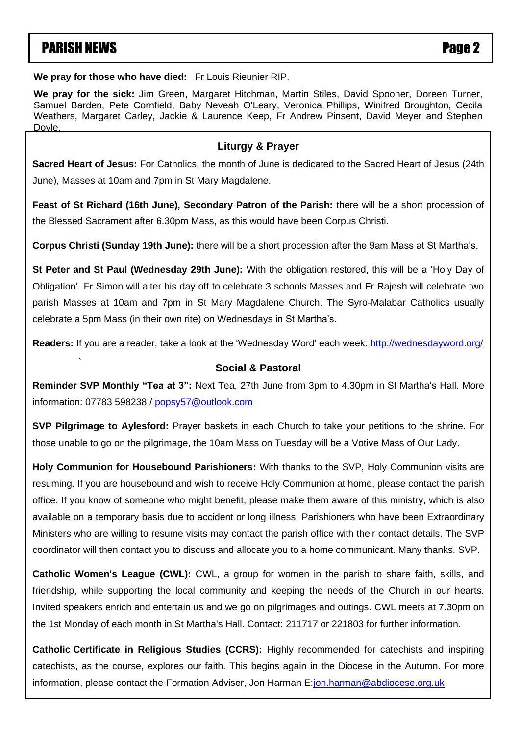**We pray for those who have died:** Fr Louis Rieunier RIP.

**We pray for the sick:** Jim Green, Margaret Hitchman, Martin Stiles, David Spooner, Doreen Turner, Samuel Barden, Pete Cornfield, Baby Neveah O'Leary, Veronica Phillips, Winifred Broughton, Cecila Weathers, Margaret Carley, Jackie & Laurence Keep, Fr Andrew Pinsent, David Meyer and Stephen Doyle.

## Liturgy & Prayer

**Sacred Heart of Jesus:** For Catholics, the month of June is dedicated to the Sacred Heart of Jesus (24th June), Masses at 10am and 7pm in St Mary Magdalene.

**Feast of St Richard (16th June), Secondary Patron of the Parish:** there will be a short procession of the Blessed Sacrament after 6.30pm Mass, as this would have been Corpus Christi.

**Corpus Christi (Sunday 19th June):** there will be a short procession after the 9am Mass at St Martha's.

**St Peter and St Paul (Wednesday 29th June):** With the obligation restored, this will be a 'Holy Day of Obligation'. Fr Simon will alter his day off to celebrate 3 schools Masses and Fr Rajesh will celebrate two parish Masses at 10am and 7pm in St Mary Magdalene Church. The Syro-Malabar Catholics usually celebrate a 5pm Mass (in their own rite) on Wednesdays in St Martha's.

**Readers:** If you are a reader, take a look at the 'Wednesday Word' each week: http://wednesdayword.org/

## Social & Pastoral

**Reminder SVP Monthly "Tea at 3":** Next Tea, 27th June from 3pm to 4.30pm in St Martha's Hall. More information: 07783 598238 / popsy57@outlook.com

**SVP Pilgrimage to Aylesford:** Prayer baskets in each Church to take your petitions to the shrine. For those unable to go on the pilgrimage, the 10am Mass on Tuesday will be a Votive Mass of Our Lady.

**Holy Communion for Housebound Parishioners:** With thanks to the SVP, Holy Communion visits are resuming. If you are housebound and wish to receive Holy Communion at home, please contact the parish office. If you know of someone who might benefit, please make them aware of this ministry, which is also available on a temporary basis due to accident or long illness. Parishioners who have been Extraordinary Ministers who are willing to resume visits may contact the parish office with their contact details. The SVP coordinator will then contact you to discuss and allocate you to a home communicant. Many thanks. SVP.

**Catholic Women's League (CWL):** CWL, a group for women in the parish to share faith, skills, and friendship, while supporting the local community and keeping the needs of the Church in our hearts. Invited speakers enrich and entertain us and we go on pilgrimages and outings. CWL meets at 7.30pm on the 1st Monday of each month in St Martha's Hall. Contact: 211717 or 221803 for further information.

**Catholic Certificate in Religious Studies (CCRS):** Highly recommended for catechists and inspiring catechists, as the course, explores our faith. This begins again in the Diocese in the Autumn. For more information, please contact the Formation Adviser, Jon Harman E:jon.harman@abdiocese.org.uk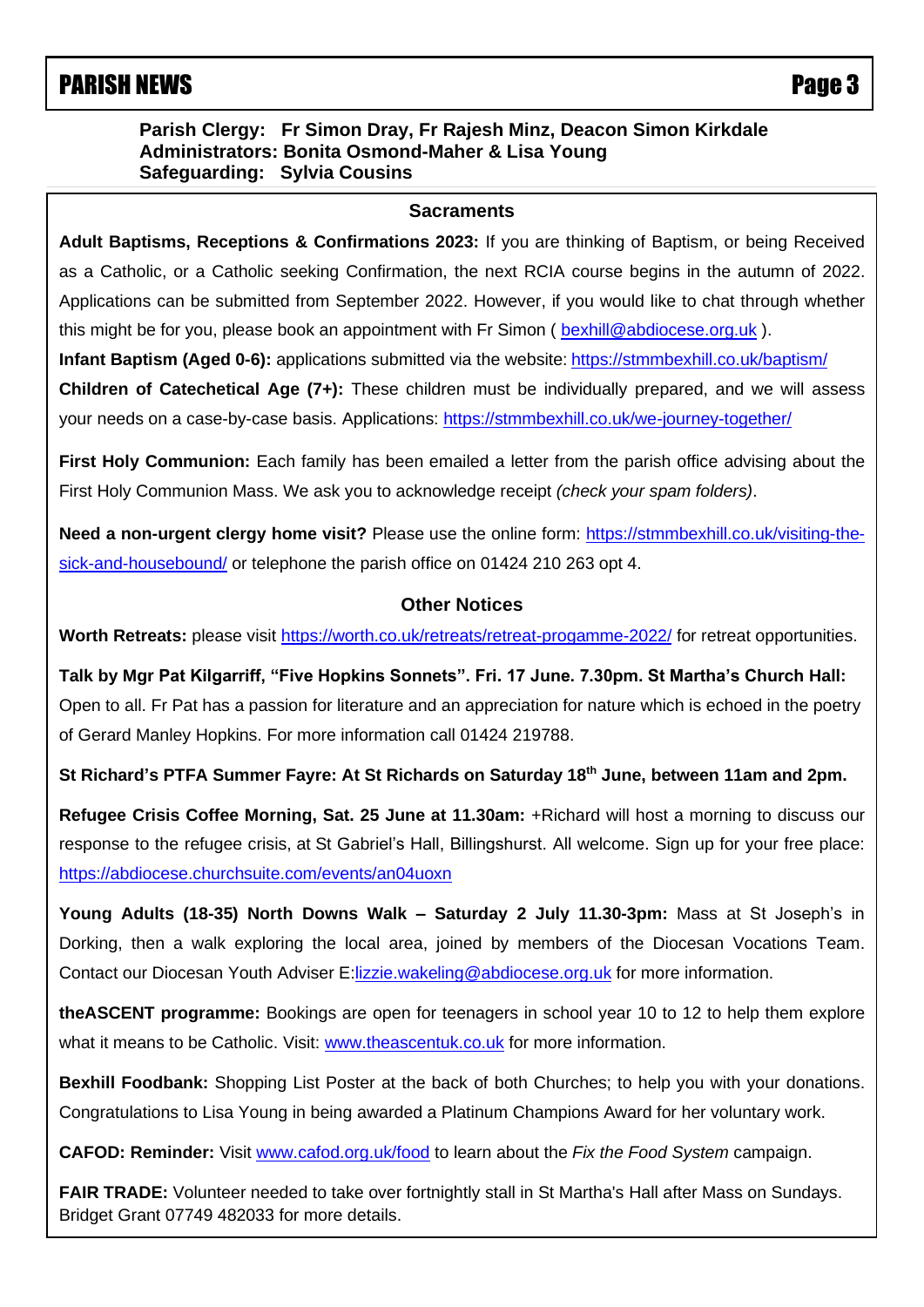**Parish Clergy: Fr Simon Dray, Fr Rajesh Minz, Deacon Simon Kirkdale**
**Administrators: Bonita Osmond-Maher & Lisa Young**
**Safeguarding: Sylvia Cousins**

### Sacraments

**Adult Baptisms, Receptions & Confirmations 2023:** If you are thinking of Baptism, or being Received as a Catholic, or a Catholic seeking Confirmation, the next RCIA course begins in the autumn of 2022. Applications can be submitted from September 2022. However, if you would like to chat through whether this might be for you, please book an appointment with Fr Simon ( bexhill@abdiocese.org.uk ).

**Infant Baptism (Aged 0-6):** applications submitted via the website: https://stmmbexhill.co.uk/baptism/

**Children of Catechetical Age (7+):** These children must be individually prepared, and we will assess your needs on a case-by-case basis. Applications: https://stmmbexhill.co.uk/we-journey-together/

**First Holy Communion:** Each family has been emailed a letter from the parish office advising about the First Holy Communion Mass. We ask you to acknowledge receipt *(check your spam folders)*.

**Need a non-urgent clergy home visit?** Please use the online form: https://stmmbexhill.co.uk/visiting-the-sick-and-housebound/ or telephone the parish office on 01424 210 263 opt 4.

### Other Notices

**Worth Retreats:** please visit https://worth.co.uk/retreats/retreat-progamme-2022/ for retreat opportunities.

**Talk by Mgr Pat Kilgarriff, "Five Hopkins Sonnets". Fri. 17 June. 7.30pm. St Martha's Church Hall:** Open to all. Fr Pat has a passion for literature and an appreciation for nature which is echoed in the poetry of Gerard Manley Hopkins. For more information call 01424 219788.

**St Richard's PTFA Summer Fayre: At St Richards on Saturday 18th June, between 11am and 2pm.**

**Refugee Crisis Coffee Morning, Sat. 25 June at 11.30am:** +Richard will host a morning to discuss our response to the refugee crisis, at St Gabriel's Hall, Billingshurst. All welcome. Sign up for your free place: https://abdiocese.churchsuite.com/events/an04uoxn

**Young Adults (18-35) North Downs Walk – Saturday 2 July 11.30-3pm:** Mass at St Joseph's in Dorking, then a walk exploring the local area, joined by members of the Diocesan Vocations Team. Contact our Diocesan Youth Adviser E:lizzie.wakeling@abdiocese.org.uk for more information.

**theASCENT programme:** Bookings are open for teenagers in school year 10 to 12 to help them explore what it means to be Catholic. Visit: www.theascentuk.co.uk for more information.

**Bexhill Foodbank:** Shopping List Poster at the back of both Churches; to help you with your donations. Congratulations to Lisa Young in being awarded a Platinum Champions Award for her voluntary work.

**CAFOD: Reminder:** Visit www.cafod.org.uk/food to learn about the *Fix the Food System* campaign.

**FAIR TRADE:** Volunteer needed to take over fortnightly stall in St Martha's Hall after Mass on Sundays. Bridget Grant 07749 482033 for more details.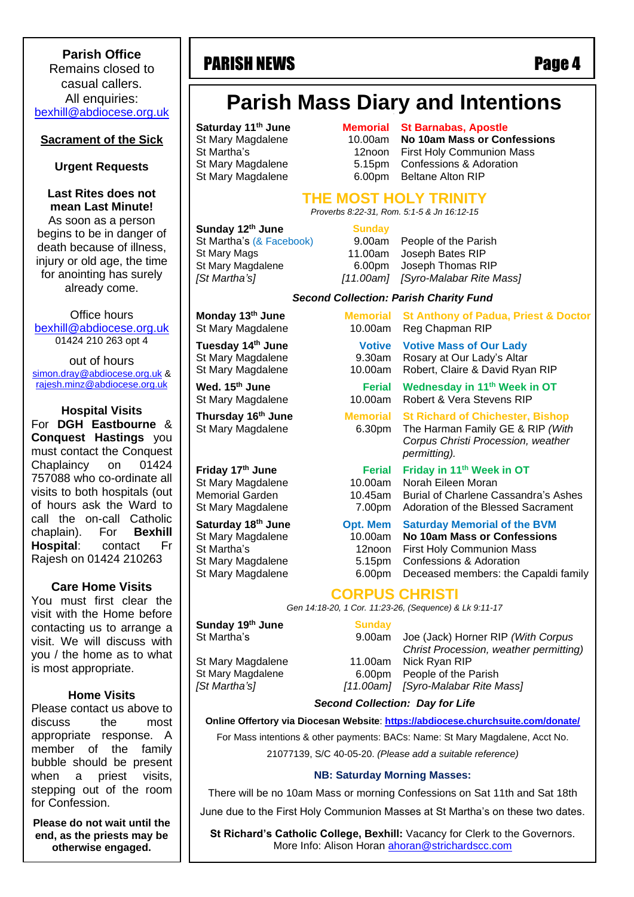**Parish Office**
Remains closed to casual callers.
All enquiries:
bexhill@abdiocese.org.uk

**Sacrament of the Sick**

**Urgent Requests**

**Last Rites does not mean Last Minute!**
As soon as a person begins to be in danger of death because of illness, injury or old age, the time for anointing has surely already come.

Office hours
bexhill@abdiocese.org.uk
01424 210 263 opt 4

out of hours
simon.dray@abdiocese.org.uk & rajesh.minz@abdiocese.org.uk

**Hospital Visits**
For **DGH Eastbourne** & **Conquest Hastings** you must contact the Conquest Chaplaincy on 01424 757088 who co-ordinate all visits to both hospitals (out of hours ask the Ward to call the on-call Catholic chaplain). For **Bexhill Hospital**: contact Fr Rajesh on 01424 210263

**Care Home Visits**
You must first clear the visit with the Home before contacting us to arrange a visit. We will discuss with you / the home as to what is most appropriate.

**Home Visits**
Please contact us above to discuss the most appropriate response. A member of the family bubble should be present when a priest visits, stepping out of the room for Confession.

**Please do not wait until the end, as the priests may be otherwise engaged.**

# PARISH NEWS

## Parish Mass Diary and Intentions

| | | | |
|---|---|---|---|
| **Saturday 11th June** | | **Memorial** | **St Barnabas, Apostle** |
| St Mary Magdalene | 10.00am | | **No 10am Mass or Confessions** |
| St Martha's | 12noon | | First Holy Communion Mass |
| St Mary Magdalene | 5.15pm | | Confessions & Adoration |
| St Mary Magdalene | 6.00pm | | Beltane Alton RIP |

### THE MOST HOLY TRINITY

*Proverbs 8:22-31, Rom. 5:1-5 & Jn 16:12-15*

| | | | |
|---|---|---|---|
| **Sunday 12th June** | | **Sunday** | |
| St Martha's (& Facebook) | 9.00am | | People of the Parish |
| St Mary Mags | 11.00am | | Joseph Bates RIP |
| St Mary Magdalene | 6.00pm | | Joseph Thomas RIP |
| *[St Martha's]* | *[11.00am]* | | *[Syro-Malabar Rite Mass]* |

***Second Collection: Parish Charity Fund***

| | | | |
|---|---|---|---|
| **Monday 13th June** | | **Memorial** | **St Anthony of Padua, Priest & Doctor** |
| St Mary Magdalene | 10.00am | | Reg Chapman RIP |
| **Tuesday 14th June** | | **Votive** | **Votive Mass of Our Lady** |
| St Mary Magdalene | 9.30am | | Rosary at Our Lady's Altar |
| St Mary Magdalene | 10.00am | | Robert, Claire & David Ryan RIP |
| **Wed. 15th June** | | **Ferial** | **Wednesday in 11th Week in OT** |
| St Mary Magdalene | 10.00am | | Robert & Vera Stevens RIP |
| **Thursday 16th June** | | **Memorial** | **St Richard of Chichester, Bishop** |
| St Mary Magdalene | 6.30pm | | The Harman Family GE & RIP *(With Corpus Christi Procession, weather permitting).* |
| **Friday 17th June** | | **Ferial** | **Friday in 11th Week in OT** |
| St Mary Magdalene | 10.00am | | Norah Eileen Moran |
| Memorial Garden | 10.45am | | Burial of Charlene Cassandra's Ashes |
| St Mary Magdalene | 7.00pm | | Adoration of the Blessed Sacrament |
| **Saturday 18th June** | | **Opt. Mem** | **Saturday Memorial of the BVM** |
| St Mary Magdalene | 10.00am | | **No 10am Mass or Confessions** |
| St Martha's | 12noon | | First Holy Communion Mass |
| St Mary Magdalene | 5.15pm | | Confessions & Adoration |
| St Mary Magdalene | 6.00pm | | Deceased members: the Capaldi family |

### CORPUS CHRISTI

*Gen 14:18-20, 1 Cor. 11:23-26, (Sequence) & Lk 9:11-17*

| | | | |
|---|---|---|---|
| **Sunday 19th June** | | **Sunday** | |
| St Martha's | 9.00am | | Joe (Jack) Horner RIP *(With Corpus Christ Procession, weather permitting)* |
| St Mary Magdalene | 11.00am | | Nick Ryan RIP |
| St Mary Magdalene | 6.00pm | | People of the Parish |
| *[St Martha's]* | *[11.00am]* | | *[Syro-Malabar Rite Mass]* |

***Second Collection: Day for Life***

**Online Offertory via Diocesan Website**: **https://abdiocese.churchsuite.com/donate/**

For Mass intentions & other payments: BACs: Name: St Mary Magdalene, Acct No. 21077139, S/C 40-05-20. *(Please add a suitable reference)*

**NB: Saturday Morning Masses:**

There will be no 10am Mass or morning Confessions on Sat 11th and Sat 18th June due to the First Holy Communion Masses at St Martha's on these two dates.

**St Richard's Catholic College, Bexhill:** Vacancy for Clerk to the Governors. More Info: Alison Horan ahoran@strichardscc.com